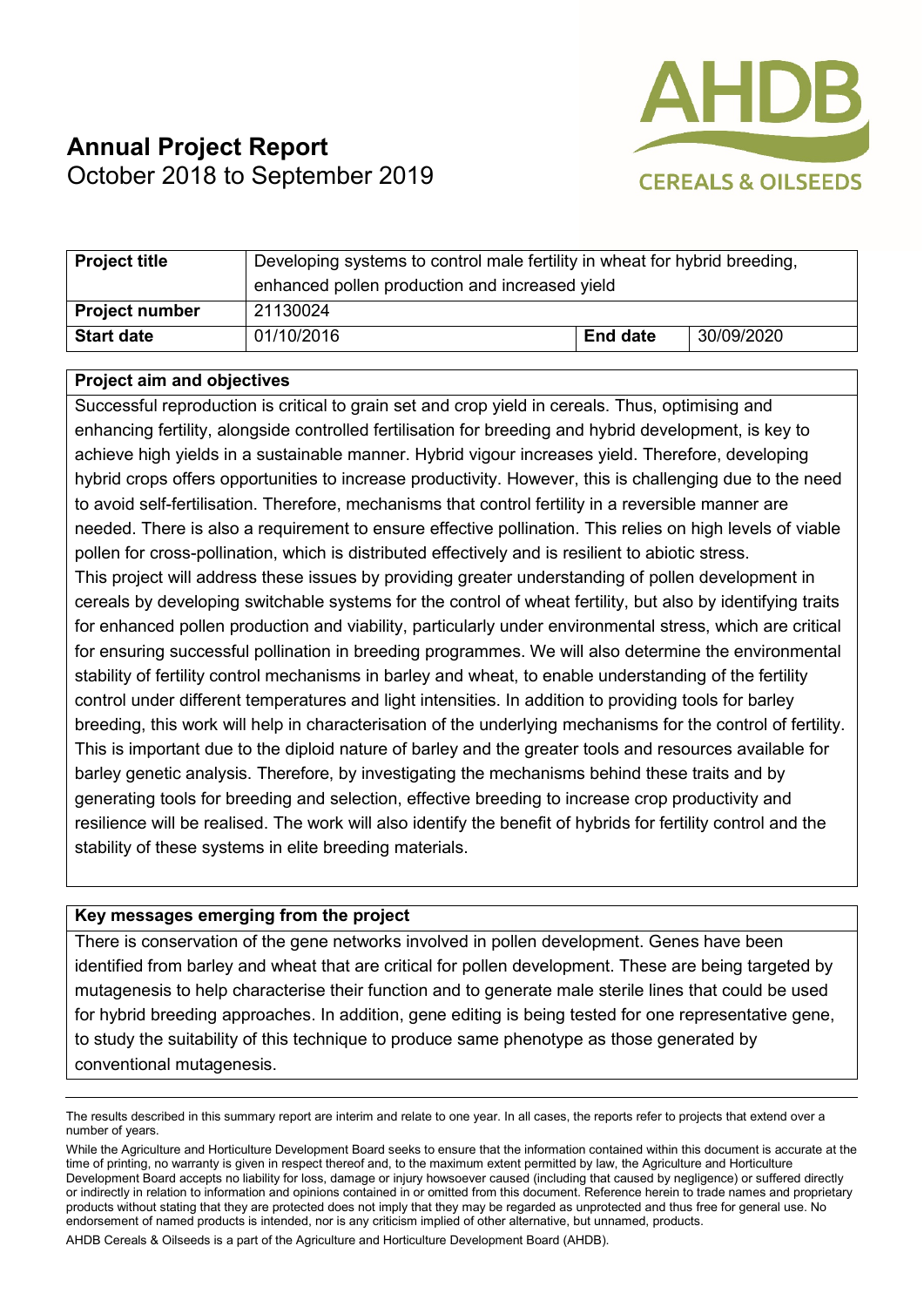# Annual Project Report

October 2018 to September 2019

AHDB CEREALS & OILSEEDS

| Project title | Developing systems to control male fertility in wheat for hybrid breeding, enhanced pollen production and increased yield | | |
|---|---|---|---|
| Project number | 21130024 | | |
| Start date | 01/10/2016 | End date | 30/09/2020 |

## Project aim and objectives

Successful reproduction is critical to grain set and crop yield in cereals. Thus, optimising and enhancing fertility, alongside controlled fertilisation for breeding and hybrid development, is key to achieve high yields in a sustainable manner. Hybrid vigour increases yield. Therefore, developing hybrid crops offers opportunities to increase productivity. However, this is challenging due to the need to avoid self-fertilisation. Therefore, mechanisms that control fertility in a reversible manner are needed. There is also a requirement to ensure effective pollination. This relies on high levels of viable pollen for cross-pollination, which is distributed effectively and is resilient to abiotic stress.

This project will address these issues by providing greater understanding of pollen development in cereals by developing switchable systems for the control of wheat fertility, but also by identifying traits for enhanced pollen production and viability, particularly under environmental stress, which are critical for ensuring successful pollination in breeding programmes. We will also determine the environmental stability of fertility control mechanisms in barley and wheat, to enable understanding of the fertility control under different temperatures and light intensities. In addition to providing tools for barley breeding, this work will help in characterisation of the underlying mechanisms for the control of fertility. This is important due to the diploid nature of barley and the greater tools and resources available for barley genetic analysis. Therefore, by investigating the mechanisms behind these traits and by generating tools for breeding and selection, effective breeding to increase crop productivity and resilience will be realised. The work will also identify the benefit of hybrids for fertility control and the stability of these systems in elite breeding materials.

## Key messages emerging from the project

There is conservation of the gene networks involved in pollen development. Genes have been identified from barley and wheat that are critical for pollen development. These are being targeted by mutagenesis to help characterise their function and to generate male sterile lines that could be used for hybrid breeding approaches. In addition, gene editing is being tested for one representative gene, to study the suitability of this technique to produce same phenotype as those generated by conventional mutagenesis.

The results described in this summary report are interim and relate to one year. In all cases, the reports refer to projects that extend over a number of years.

While the Agriculture and Horticulture Development Board seeks to ensure that the information contained within this document is accurate at the time of printing, no warranty is given in respect thereof and, to the maximum extent permitted by law, the Agriculture and Horticulture Development Board accepts no liability for loss, damage or injury howsoever caused (including that caused by negligence) or suffered directly or indirectly in relation to information and opinions contained in or omitted from this document. Reference herein to trade names and proprietary products without stating that they are protected does not imply that they may be regarded as unprotected and thus free for general use. No endorsement of named products is intended, nor is any criticism implied of other alternative, but unnamed, products.

AHDB Cereals & Oilseeds is a part of the Agriculture and Horticulture Development Board (AHDB).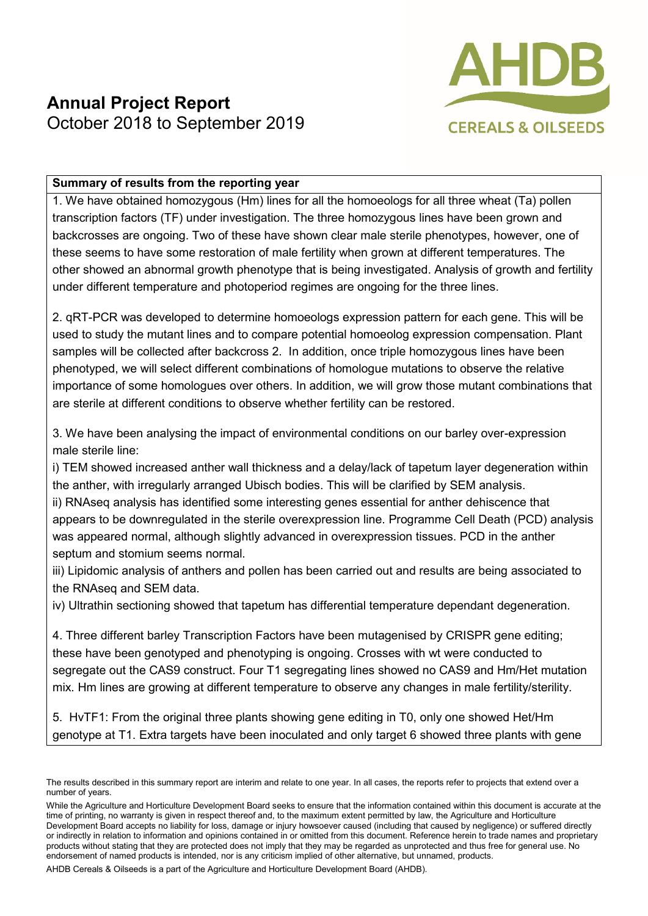# Annual Project Report

October 2018 to September 2019

**Summary of results from the reporting year**

1. We have obtained homozygous (Hm) lines for all the homoeologs for all three wheat (Ta) pollen transcription factors (TF) under investigation. The three homozygous lines have been grown and backcrosses are ongoing. Two of these have shown clear male sterile phenotypes, however, one of these seems to have some restoration of male fertility when grown at different temperatures. The other showed an abnormal growth phenotype that is being investigated. Analysis of growth and fertility under different temperature and photoperiod regimes are ongoing for the three lines.

2. qRT-PCR was developed to determine homoeologs expression pattern for each gene. This will be used to study the mutant lines and to compare potential homoeolog expression compensation. Plant samples will be collected after backcross 2. In addition, once triple homozygous lines have been phenotyped, we will select different combinations of homologue mutations to observe the relative importance of some homologues over others. In addition, we will grow those mutant combinations that are sterile at different conditions to observe whether fertility can be restored.

3. We have been analysing the impact of environmental conditions on our barley over-expression male sterile line:

i) TEM showed increased anther wall thickness and a delay/lack of tapetum layer degeneration within the anther, with irregularly arranged Ubisch bodies. This will be clarified by SEM analysis.

ii) RNAseq analysis has identified some interesting genes essential for anther dehiscence that appears to be downregulated in the sterile overexpression line. Programme Cell Death (PCD) analysis was appeared normal, although slightly advanced in overexpression tissues. PCD in the anther septum and stomium seems normal.

iii) Lipidomic analysis of anthers and pollen has been carried out and results are being associated to the RNAseq and SEM data.

iv) Ultrathin sectioning showed that tapetum has differential temperature dependant degeneration.

4. Three different barley Transcription Factors have been mutagenised by CRISPR gene editing; these have been genotyped and phenotyping is ongoing. Crosses with wt were conducted to segregate out the CAS9 construct. Four T1 segregating lines showed no CAS9 and Hm/Het mutation mix. Hm lines are growing at different temperature to observe any changes in male fertility/sterility.

5. HvTF1: From the original three plants showing gene editing in T0, only one showed Het/Hm genotype at T1. Extra targets have been inoculated and only target 6 showed three plants with gene

The results described in this summary report are interim and relate to one year. In all cases, the reports refer to projects that extend over a number of years.

While the Agriculture and Horticulture Development Board seeks to ensure that the information contained within this document is accurate at the time of printing, no warranty is given in respect thereof and, to the maximum extent permitted by law, the Agriculture and Horticulture Development Board accepts no liability for loss, damage or injury howsoever caused (including that caused by negligence) or suffered directly or indirectly in relation to information and opinions contained in or omitted from this document. Reference herein to trade names and proprietary products without stating that they are protected does not imply that they may be regarded as unprotected and thus free for general use. No endorsement of named products is intended, nor is any criticism implied of other alternative, but unnamed, products.

AHDB Cereals & Oilseeds is a part of the Agriculture and Horticulture Development Board (AHDB).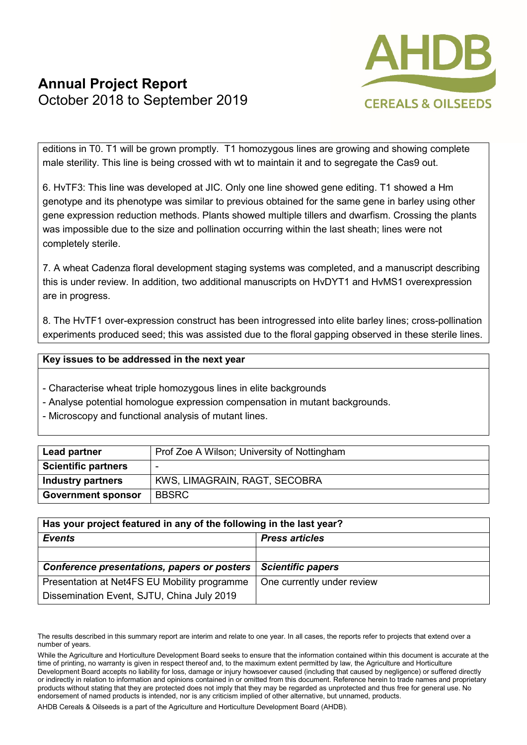editions in T0. T1 will be grown promptly. T1 homozygous lines are growing and showing complete male sterility. This line is being crossed with wt to maintain it and to segregate the Cas9 out.

6. HvTF3: This line was developed at JIC. Only one line showed gene editing. T1 showed a Hm genotype and its phenotype was similar to previous obtained for the same gene in barley using other gene expression reduction methods. Plants showed multiple tillers and dwarfism. Crossing the plants was impossible due to the size and pollination occurring within the last sheath; lines were not completely sterile.

7. A wheat Cadenza floral development staging systems was completed, and a manuscript describing this is under review. In addition, two additional manuscripts on HvDYT1 and HvMS1 overexpression are in progress.

8. The HvTF1 over-expression construct has been introgressed into elite barley lines; cross-pollination experiments produced seed; this was assisted due to the floral gapping observed in these sterile lines.

**Key issues to be addressed in the next year**

- Characterise wheat triple homozygous lines in elite backgrounds
- Analyse potential homologue expression compensation in mutant backgrounds.
- Microscopy and functional analysis of mutant lines.

| | |
|---|---|
| **Lead partner** | Prof Zoe A Wilson; University of Nottingham |
| **Scientific partners** | - |
| **Industry partners** | KWS, LIMAGRAIN, RAGT, SECOBRA |
| **Government sponsor** | BBSRC |

| **Has your project featured in any of the following in the last year?** | |
|---|---|
| ***Events*** | ***Press articles*** |
| | |
| ***Conference presentations, papers or posters*** | ***Scientific papers*** |
| Presentation at Net4FS EU Mobility programme Dissemination Event, SJTU, China July 2019 | One currently under review |

The results described in this summary report are interim and relate to one year. In all cases, the reports refer to projects that extend over a number of years.

While the Agriculture and Horticulture Development Board seeks to ensure that the information contained within this document is accurate at the time of printing, no warranty is given in respect thereof and, to the maximum extent permitted by law, the Agriculture and Horticulture Development Board accepts no liability for loss, damage or injury howsoever caused (including that caused by negligence) or suffered directly or indirectly in relation to information and opinions contained in or omitted from this document. Reference herein to trade names and proprietary products without stating that they are protected does not imply that they may be regarded as unprotected and thus free for general use. No endorsement of named products is intended, nor is any criticism implied of other alternative, but unnamed, products.

AHDB Cereals & Oilseeds is a part of the Agriculture and Horticulture Development Board (AHDB).